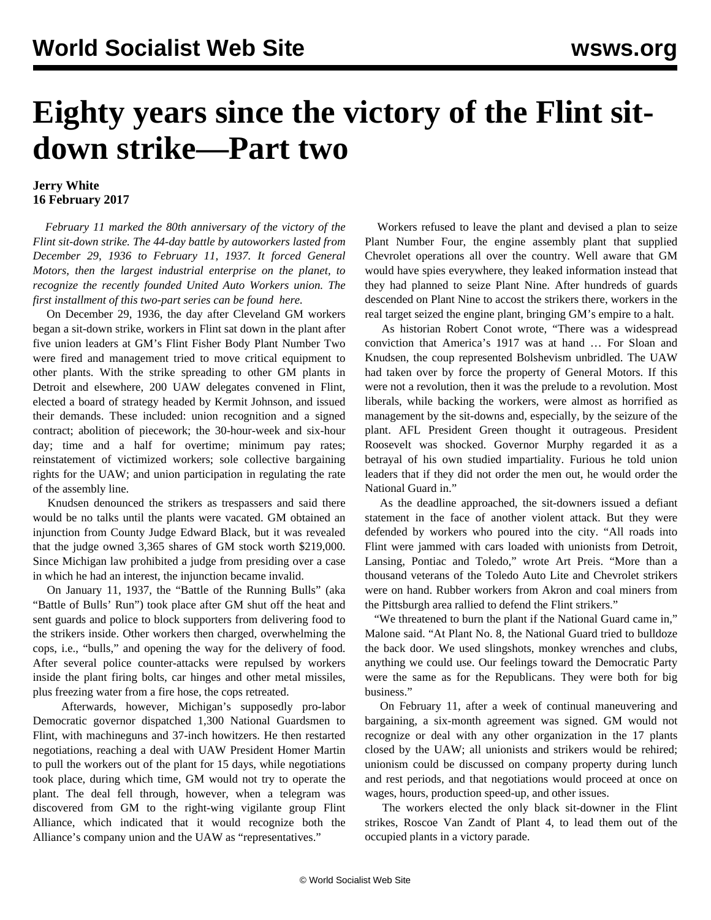# Eighty years since the victory of the Flint sit-down strike—Part two

**Jerry White**
**16 February 2017**

*February 11 marked the 80th anniversary of the victory of the Flint sit-down strike. The 44-day battle by autoworkers lasted from December 29, 1936 to February 11, 1937. It forced General Motors, then the largest industrial enterprise on the planet, to recognize the recently founded United Auto Workers union. The first installment of this two-part series can be found here.*

On December 29, 1936, the day after Cleveland GM workers began a sit-down strike, workers in Flint sat down in the plant after five union leaders at GM's Flint Fisher Body Plant Number Two were fired and management tried to move critical equipment to other plants. With the strike spreading to other GM plants in Detroit and elsewhere, 200 UAW delegates convened in Flint, elected a board of strategy headed by Kermit Johnson, and issued their demands. These included: union recognition and a signed contract; abolition of piecework; the 30-hour-week and six-hour day; time and a half for overtime; minimum pay rates; reinstatement of victimized workers; sole collective bargaining rights for the UAW; and union participation in regulating the rate of the assembly line.

Knudsen denounced the strikers as trespassers and said there would be no talks until the plants were vacated. GM obtained an injunction from County Judge Edward Black, but it was revealed that the judge owned 3,365 shares of GM stock worth $219,000. Since Michigan law prohibited a judge from presiding over a case in which he had an interest, the injunction became invalid.

On January 11, 1937, the "Battle of the Running Bulls" (aka "Battle of Bulls' Run") took place after GM shut off the heat and sent guards and police to block supporters from delivering food to the strikers inside. Other workers then charged, overwhelming the cops, i.e., "bulls," and opening the way for the delivery of food. After several police counter-attacks were repulsed by workers inside the plant firing bolts, car hinges and other metal missiles, plus freezing water from a fire hose, the cops retreated.

Afterwards, however, Michigan's supposedly pro-labor Democratic governor dispatched 1,300 National Guardsmen to Flint, with machineguns and 37-inch howitzers. He then restarted negotiations, reaching a deal with UAW President Homer Martin to pull the workers out of the plant for 15 days, while negotiations took place, during which time, GM would not try to operate the plant. The deal fell through, however, when a telegram was discovered from GM to the right-wing vigilante group Flint Alliance, which indicated that it would recognize both the Alliance's company union and the UAW as "representatives."

Workers refused to leave the plant and devised a plan to seize Plant Number Four, the engine assembly plant that supplied Chevrolet operations all over the country. Well aware that GM would have spies everywhere, they leaked information instead that they had planned to seize Plant Nine. After hundreds of guards descended on Plant Nine to accost the strikers there, workers in the real target seized the engine plant, bringing GM's empire to a halt.

As historian Robert Conot wrote, "There was a widespread conviction that America's 1917 was at hand … For Sloan and Knudsen, the coup represented Bolshevism unbridled. The UAW had taken over by force the property of General Motors. If this were not a revolution, then it was the prelude to a revolution. Most liberals, while backing the workers, were almost as horrified as management by the sit-downs and, especially, by the seizure of the plant. AFL President Green thought it outrageous. President Roosevelt was shocked. Governor Murphy regarded it as a betrayal of his own studied impartiality. Furious he told union leaders that if they did not order the men out, he would order the National Guard in."

As the deadline approached, the sit-downers issued a defiant statement in the face of another violent attack. But they were defended by workers who poured into the city. "All roads into Flint were jammed with cars loaded with unionists from Detroit, Lansing, Pontiac and Toledo," wrote Art Preis. "More than a thousand veterans of the Toledo Auto Lite and Chevrolet strikers were on hand. Rubber workers from Akron and coal miners from the Pittsburgh area rallied to defend the Flint strikers."

"We threatened to burn the plant if the National Guard came in," Malone said. "At Plant No. 8, the National Guard tried to bulldoze the back door. We used slingshots, monkey wrenches and clubs, anything we could use. Our feelings toward the Democratic Party were the same as for the Republicans. They were both for big business."

On February 11, after a week of continual maneuvering and bargaining, a six-month agreement was signed. GM would not recognize or deal with any other organization in the 17 plants closed by the UAW; all unionists and strikers would be rehired; unionism could be discussed on company property during lunch and rest periods, and that negotiations would proceed at once on wages, hours, production speed-up, and other issues.

The workers elected the only black sit-downer in the Flint strikes, Roscoe Van Zandt of Plant 4, to lead them out of the occupied plants in a victory parade.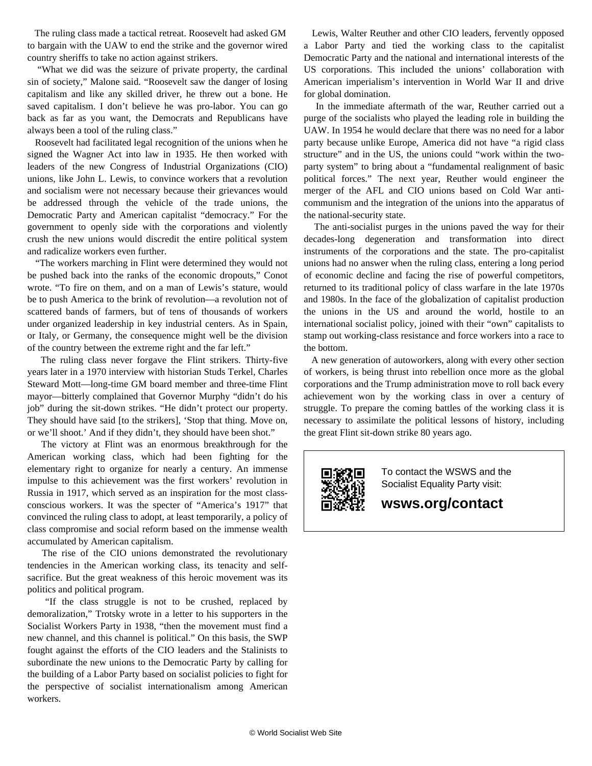The ruling class made a tactical retreat. Roosevelt had asked GM to bargain with the UAW to end the strike and the governor wired country sheriffs to take no action against strikers.

"What we did was the seizure of private property, the cardinal sin of society," Malone said. "Roosevelt saw the danger of losing capitalism and like any skilled driver, he threw out a bone. He saved capitalism. I don't believe he was pro-labor. You can go back as far as you want, the Democrats and Republicans have always been a tool of the ruling class."

Roosevelt had facilitated legal recognition of the unions when he signed the Wagner Act into law in 1935. He then worked with leaders of the new Congress of Industrial Organizations (CIO) unions, like John L. Lewis, to convince workers that a revolution and socialism were not necessary because their grievances would be addressed through the vehicle of the trade unions, the Democratic Party and American capitalist "democracy." For the government to openly side with the corporations and violently crush the new unions would discredit the entire political system and radicalize workers even further.

"The workers marching in Flint were determined they would not be pushed back into the ranks of the economic dropouts," Conot wrote. "To fire on them, and on a man of Lewis's stature, would be to push America to the brink of revolution—a revolution not of scattered bands of farmers, but of tens of thousands of workers under organized leadership in key industrial centers. As in Spain, or Italy, or Germany, the consequence might well be the division of the country between the extreme right and the far left."

The ruling class never forgave the Flint strikers. Thirty-five years later in a 1970 interview with historian Studs Terkel, Charles Steward Mott—long-time GM board member and three-time Flint mayor—bitterly complained that Governor Murphy "didn't do his job" during the sit-down strikes. "He didn't protect our property. They should have said [to the strikers], 'Stop that thing. Move on, or we'll shoot.' And if they didn't, they should have been shot."

The victory at Flint was an enormous breakthrough for the American working class, which had been fighting for the elementary right to organize for nearly a century. An immense impulse to this achievement was the first workers' revolution in Russia in 1917, which served as an inspiration for the most class-conscious workers. It was the specter of "America's 1917" that convinced the ruling class to adopt, at least temporarily, a policy of class compromise and social reform based on the immense wealth accumulated by American capitalism.

The rise of the CIO unions demonstrated the revolutionary tendencies in the American working class, its tenacity and self-sacrifice. But the great weakness of this heroic movement was its politics and political program.

"If the class struggle is not to be crushed, replaced by demoralization," Trotsky wrote in a letter to his supporters in the Socialist Workers Party in 1938, "then the movement must find a new channel, and this channel is political." On this basis, the SWP fought against the efforts of the CIO leaders and the Stalinists to subordinate the new unions to the Democratic Party by calling for the building of a Labor Party based on socialist policies to fight for the perspective of socialist internationalism among American workers.

Lewis, Walter Reuther and other CIO leaders, fervently opposed a Labor Party and tied the working class to the capitalist Democratic Party and the national and international interests of the US corporations. This included the unions' collaboration with American imperialism's intervention in World War II and drive for global domination.

In the immediate aftermath of the war, Reuther carried out a purge of the socialists who played the leading role in building the UAW. In 1954 he would declare that there was no need for a labor party because unlike Europe, America did not have "a rigid class structure" and in the US, the unions could "work within the two-party system" to bring about a "fundamental realignment of basic political forces." The next year, Reuther would engineer the merger of the AFL and CIO unions based on Cold War anti-communism and the integration of the unions into the apparatus of the national-security state.

The anti-socialist purges in the unions paved the way for their decades-long degeneration and transformation into direct instruments of the corporations and the state. The pro-capitalist unions had no answer when the ruling class, entering a long period of economic decline and facing the rise of powerful competitors, returned to its traditional policy of class warfare in the late 1970s and 1980s. In the face of the globalization of capitalist production the unions in the US and around the world, hostile to an international socialist policy, joined with their "own" capitalists to stamp out working-class resistance and force workers into a race to the bottom.

A new generation of autoworkers, along with every other section of workers, is being thrust into rebellion once more as the global corporations and the Trump administration move to roll back every achievement won by the working class in over a century of struggle. To prepare the coming battles of the working class it is necessary to assimilate the political lessons of history, including the great Flint sit-down strike 80 years ago.

To contact the WSWS and the Socialist Equality Party visit:

**wsws.org/contact**